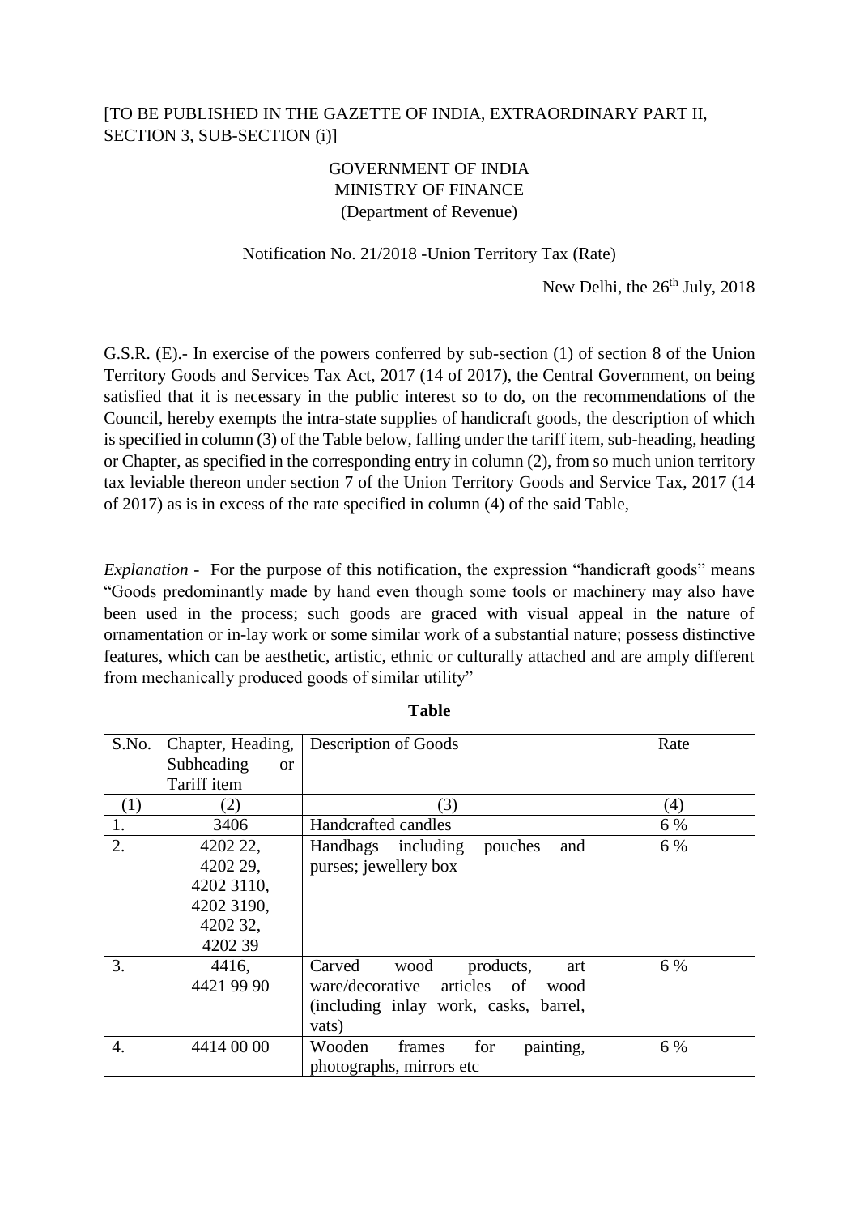[TO BE PUBLISHED IN THE GAZETTE OF INDIA, EXTRAORDINARY PART II, SECTION 3, SUB-SECTION (i)]

GOVERNMENT OF INDIA
MINISTRY OF FINANCE
(Department of Revenue)

Notification No. 21/2018 -Union Territory Tax (Rate)

New Delhi, the 26th July, 2018

G.S.R. (E).- In exercise of the powers conferred by sub-section (1) of section 8 of the Union Territory Goods and Services Tax Act, 2017 (14 of 2017), the Central Government, on being satisfied that it is necessary in the public interest so to do, on the recommendations of the Council, hereby exempts the intra-state supplies of handicraft goods, the description of which is specified in column (3) of the Table below, falling under the tariff item, sub-heading, heading or Chapter, as specified in the corresponding entry in column (2), from so much union territory tax leviable thereon under section 7 of the Union Territory Goods and Service Tax, 2017 (14 of 2017) as is in excess of the rate specified in column (4) of the said Table,

*Explanation* - For the purpose of this notification, the expression "handicraft goods" means "Goods predominantly made by hand even though some tools or machinery may also have been used in the process; such goods are graced with visual appeal in the nature of ornamentation or in-lay work or some similar work of a substantial nature; possess distinctive features, which can be aesthetic, artistic, ethnic or culturally attached and are amply different from mechanically produced goods of similar utility"

**Table**

| S.No. | Chapter, Heading, Subheading or Tariff item | Description of Goods | Rate |
|---|---|---|---|
| (1) | (2) | (3) | (4) |
| 1. | 3406 | Handcrafted candles | 6 % |
| 2. | 4202 22, 4202 29, 4202 3110, 4202 3190, 4202 32, 4202 39 | Handbags including pouches and purses; jewellery box | 6 % |
| 3. | 4416, 4421 99 90 | Carved wood products, art ware/decorative articles of wood (including inlay work, casks, barrel, vats) | 6 % |
| 4. | 4414 00 00 | Wooden frames for painting, photographs, mirrors etc | 6 % |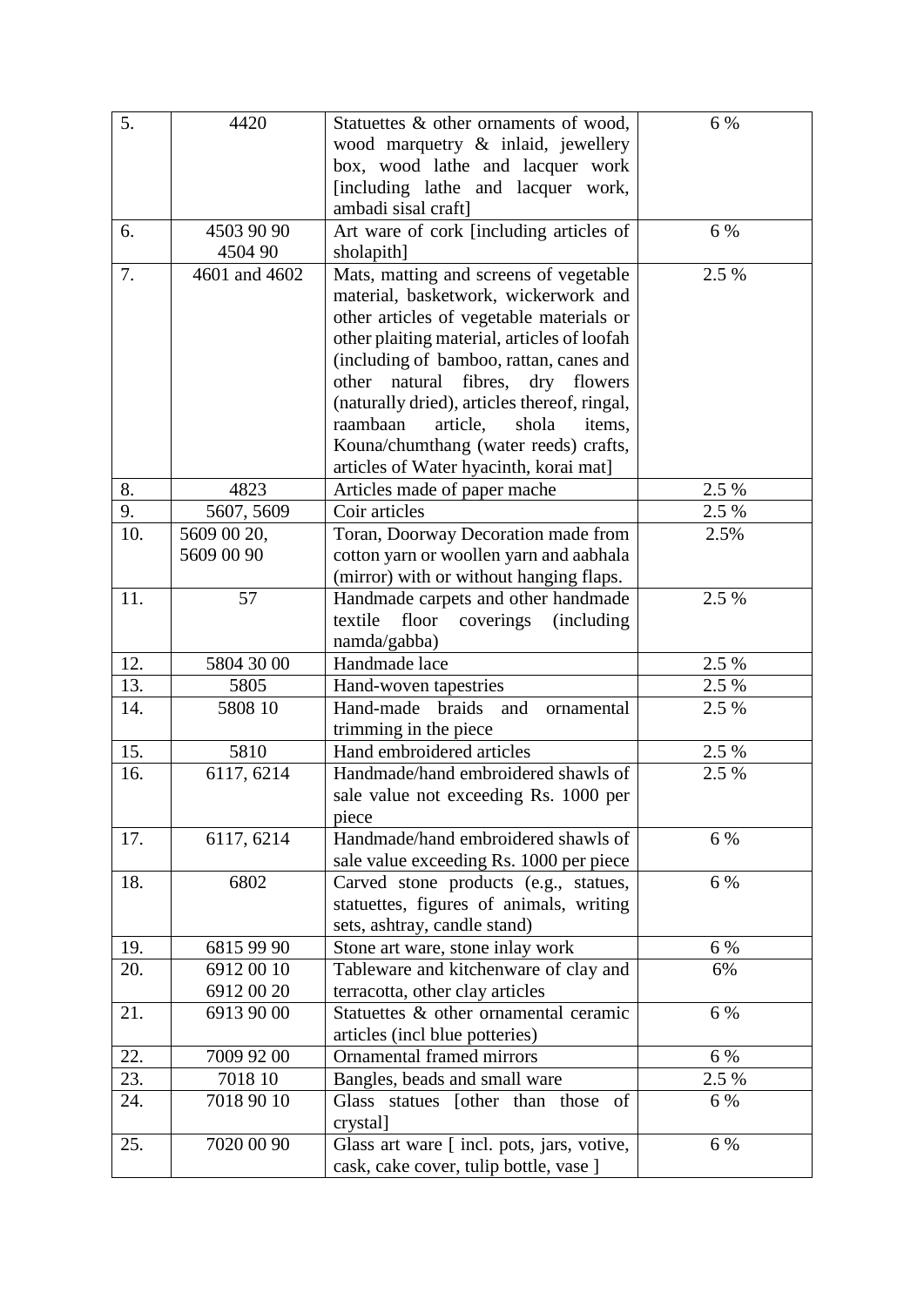| 5. | 4420 | Statuettes & other ornaments of wood, wood marquetry & inlaid, jewellery box, wood lathe and lacquer work [including lathe and lacquer work, ambadi sisal craft] | 6 % |
|---|---|---|---|
| 6. | 4503 90 90<br>4504 90 | Art ware of cork [including articles of sholapith] | 6 % |
| 7. | 4601 and 4602 | Mats, matting and screens of vegetable material, basketwork, wickerwork and other articles of vegetable materials or other plaiting material, articles of loofah (including of bamboo, rattan, canes and other natural fibres, dry flowers (naturally dried), articles thereof, ringal, raambaan article, shola items, Kouna/chumthang (water reeds) crafts, articles of Water hyacinth, korai mat] | 2.5 % |
| 8. | 4823 | Articles made of paper mache | 2.5 % |
| 9. | 5607, 5609 | Coir articles | 2.5 % |
| 10. | 5609 00 20,<br>5609 00 90 | Toran, Doorway Decoration made from cotton yarn or woollen yarn and aabhala (mirror) with or without hanging flaps. | 2.5% |
| 11. | 57 | Handmade carpets and other handmade textile floor coverings (including namda/gabba) | 2.5 % |
| 12. | 5804 30 00 | Handmade lace | 2.5 % |
| 13. | 5805 | Hand-woven tapestries | 2.5 % |
| 14. | 5808 10 | Hand-made braids and ornamental trimming in the piece | 2.5 % |
| 15. | 5810 | Hand embroidered articles | 2.5 % |
| 16. | 6117, 6214 | Handmade/hand embroidered shawls of sale value not exceeding Rs. 1000 per piece | 2.5 % |
| 17. | 6117, 6214 | Handmade/hand embroidered shawls of sale value exceeding Rs. 1000 per piece | 6 % |
| 18. | 6802 | Carved stone products (e.g., statues, statuettes, figures of animals, writing sets, ashtray, candle stand) | 6 % |
| 19. | 6815 99 90 | Stone art ware, stone inlay work | 6 % |
| 20. | 6912 00 10<br>6912 00 20 | Tableware and kitchenware of clay and terracotta, other clay articles | 6% |
| 21. | 6913 90 00 | Statuettes & other ornamental ceramic articles (incl blue potteries) | 6 % |
| 22. | 7009 92 00 | Ornamental framed mirrors | 6 % |
| 23. | 7018 10 | Bangles, beads and small ware | 2.5 % |
| 24. | 7018 90 10 | Glass statues [other than those of crystal] | 6 % |
| 25. | 7020 00 90 | Glass art ware [ incl. pots, jars, votive, cask, cake cover, tulip bottle, vase ] | 6 % |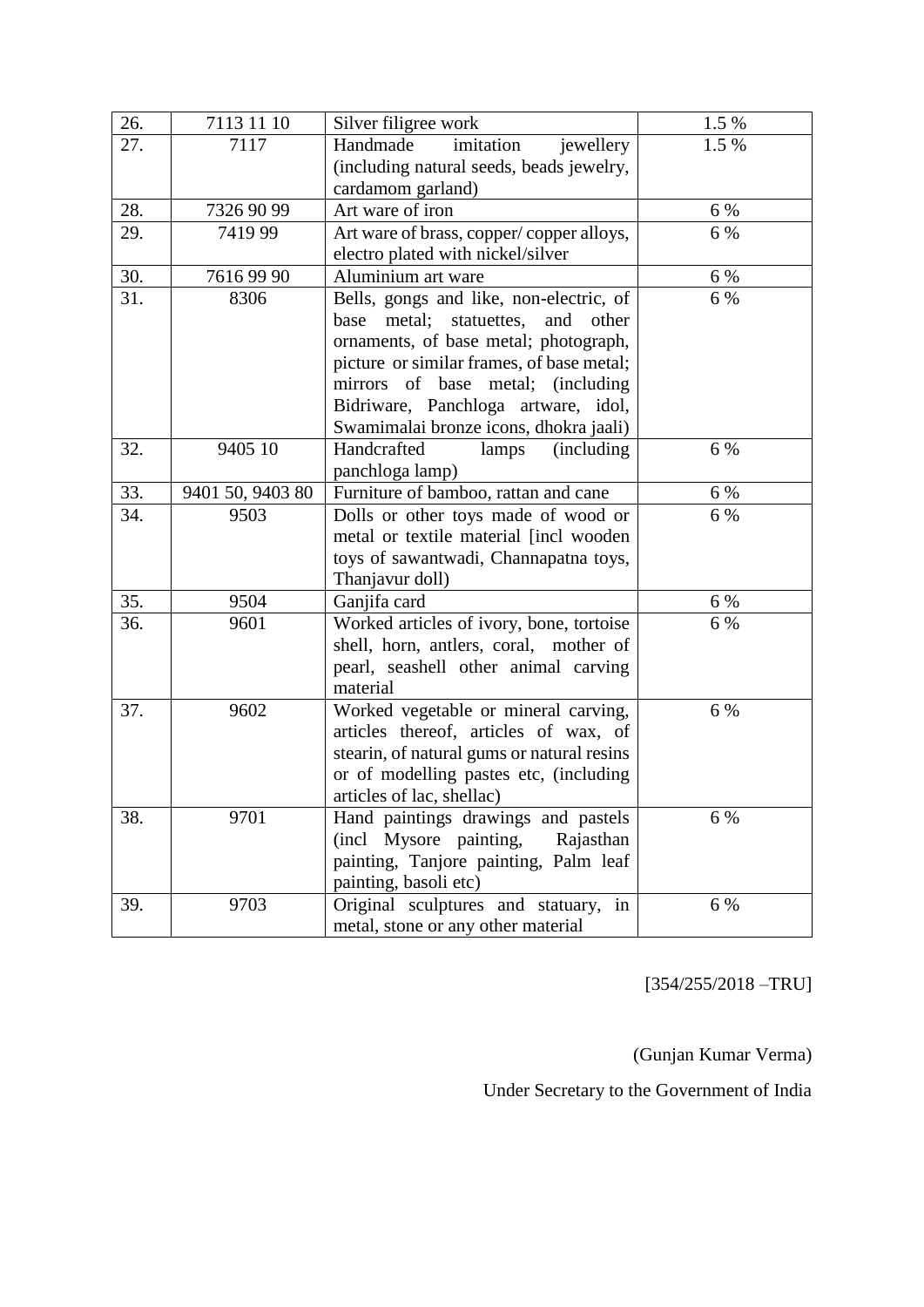| | | | |
|---|---|---|---|
| 26. | 7113 11 10 | Silver filigree work | 1.5 % |
| 27. | 7117 | Handmade imitation jewellery (including natural seeds, beads jewelry, cardamom garland) | 1.5 % |
| 28. | 7326 90 99 | Art ware of iron | 6 % |
| 29. | 7419 99 | Art ware of brass, copper/ copper alloys, electro plated with nickel/silver | 6 % |
| 30. | 7616 99 90 | Aluminium art ware | 6 % |
| 31. | 8306 | Bells, gongs and like, non-electric, of base metal; statuettes, and other ornaments, of base metal; photograph, picture or similar frames, of base metal; mirrors of base metal; (including Bidriware, Panchloga artware, idol, Swamimalai bronze icons, dhokra jaali) | 6 % |
| 32. | 9405 10 | Handcrafted lamps (including panchloga lamp) | 6 % |
| 33. | 9401 50, 9403 80 | Furniture of bamboo, rattan and cane | 6 % |
| 34. | 9503 | Dolls or other toys made of wood or metal or textile material [incl wooden toys of sawantwadi, Channapatna toys, Thanjavur doll) | 6 % |
| 35. | 9504 | Ganjifa card | 6 % |
| 36. | 9601 | Worked articles of ivory, bone, tortoise shell, horn, antlers, coral, mother of pearl, seashell other animal carving material | 6 % |
| 37. | 9602 | Worked vegetable or mineral carving, articles thereof, articles of wax, of stearin, of natural gums or natural resins or of modelling pastes etc, (including articles of lac, shellac) | 6 % |
| 38. | 9701 | Hand paintings drawings and pastels (incl Mysore painting, Rajasthan painting, Tanjore painting, Palm leaf painting, basoli etc) | 6 % |
| 39. | 9703 | Original sculptures and statuary, in metal, stone or any other material | 6 % |

[354/255/2018 –TRU]

(Gunjan Kumar Verma)

Under Secretary to the Government of India